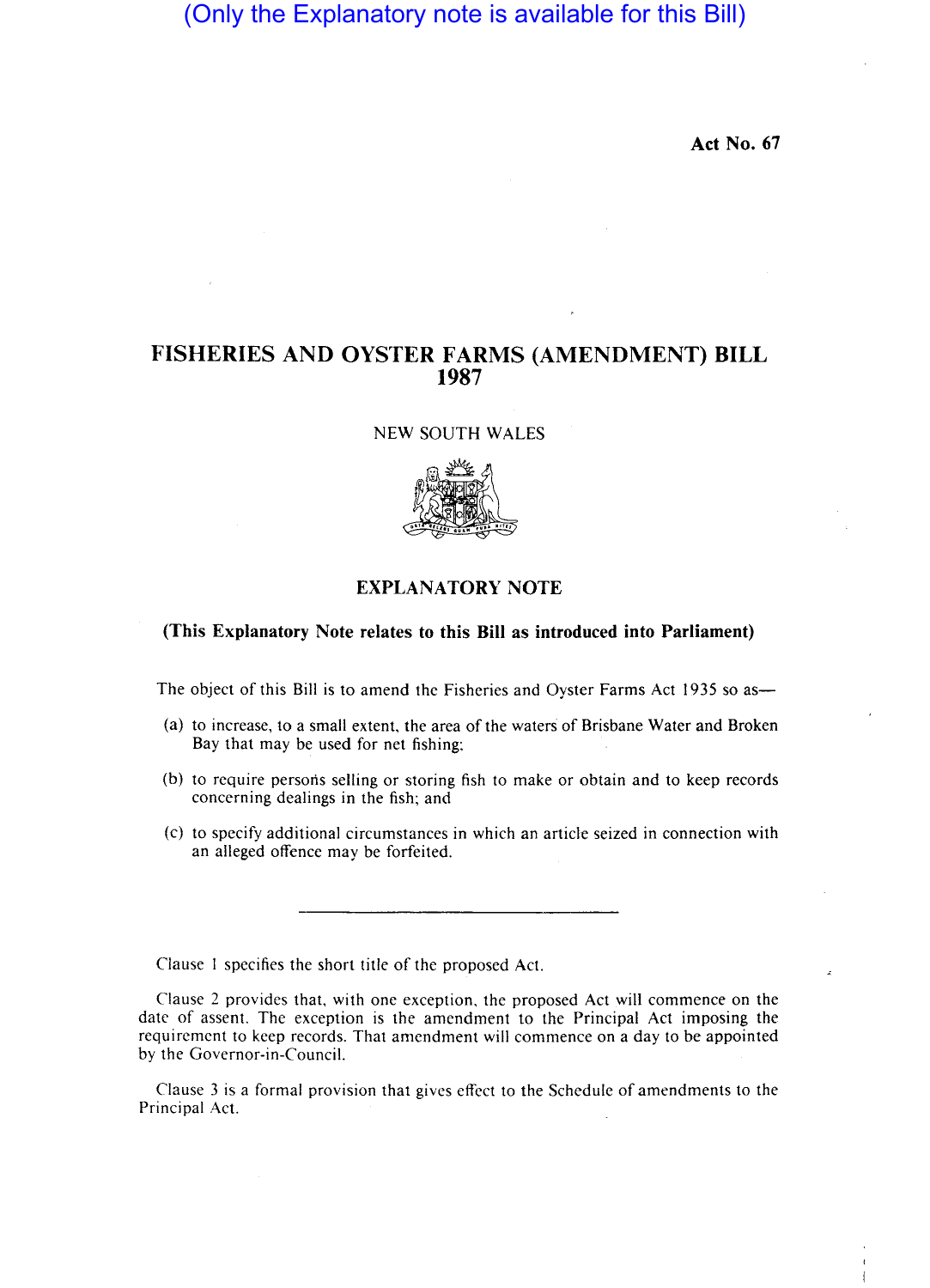(Only the Explanatory note is available for this Bill)

**Act No. 67**

# FISHERIES AND OYSTER FARMS (AMENDMENT) BILL 1987

NEW SOUTH WALES

## EXPLANATORY NOTE

**(This Explanatory Note relates to this Bill as introduced into Parliament)**

The object of this Bill is to amend the Fisheries and Oyster Farms Act 1935 so as—

(a) to increase, to a small extent, the area of the waters of Brisbane Water and Broken Bay that may be used for net fishing;

(b) to require persons selling or storing fish to make or obtain and to keep records concerning dealings in the fish; and

(c) to specify additional circumstances in which an article seized in connection with an alleged offence may be forfeited.

---

Clause 1 specifies the short title of the proposed Act.

Clause 2 provides that, with one exception, the proposed Act will commence on the date of assent. The exception is the amendment to the Principal Act imposing the requirement to keep records. That amendment will commence on a day to be appointed by the Governor-in-Council.

Clause 3 is a formal provision that gives effect to the Schedule of amendments to the Principal Act.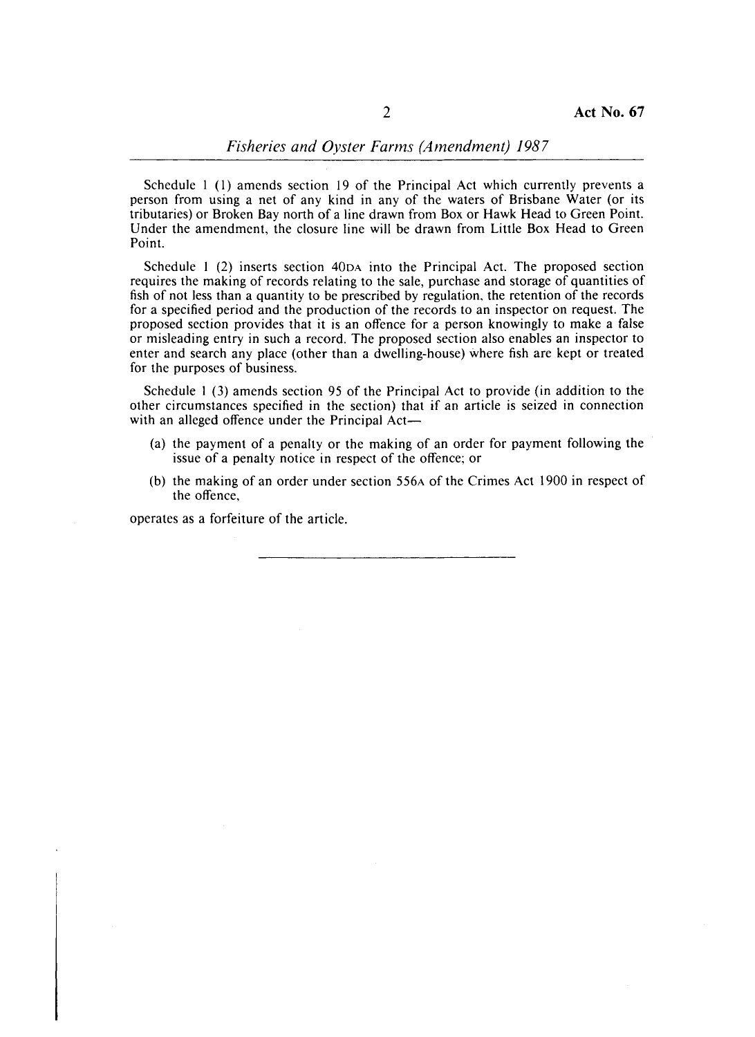Schedule 1 (1) amends section 19 of the Principal Act which currently prevents a person from using a net of any kind in any of the waters of Brisbane Water (or its tributaries) or Broken Bay north of a line drawn from Box or Hawk Head to Green Point. Under the amendment, the closure line will be drawn from Little Box Head to Green Point.

Schedule 1 (2) inserts section 40DA into the Principal Act. The proposed section requires the making of records relating to the sale, purchase and storage of quantities of fish of not less than a quantity to be prescribed by regulation, the retention of the records for a specified period and the production of the records to an inspector on request. The proposed section provides that it is an offence for a person knowingly to make a false or misleading entry in such a record. The proposed section also enables an inspector to enter and search any place (other than a dwelling-house) where fish are kept or treated for the purposes of business.

Schedule 1 (3) amends section 95 of the Principal Act to provide (in addition to the other circumstances specified in the section) that if an article is seized in connection with an alleged offence under the Principal Act—

(a) the payment of a penalty or the making of an order for payment following the issue of a penalty notice in respect of the offence; or

(b) the making of an order under section 556A of the Crimes Act 1900 in respect of the offence,

operates as a forfeiture of the article.